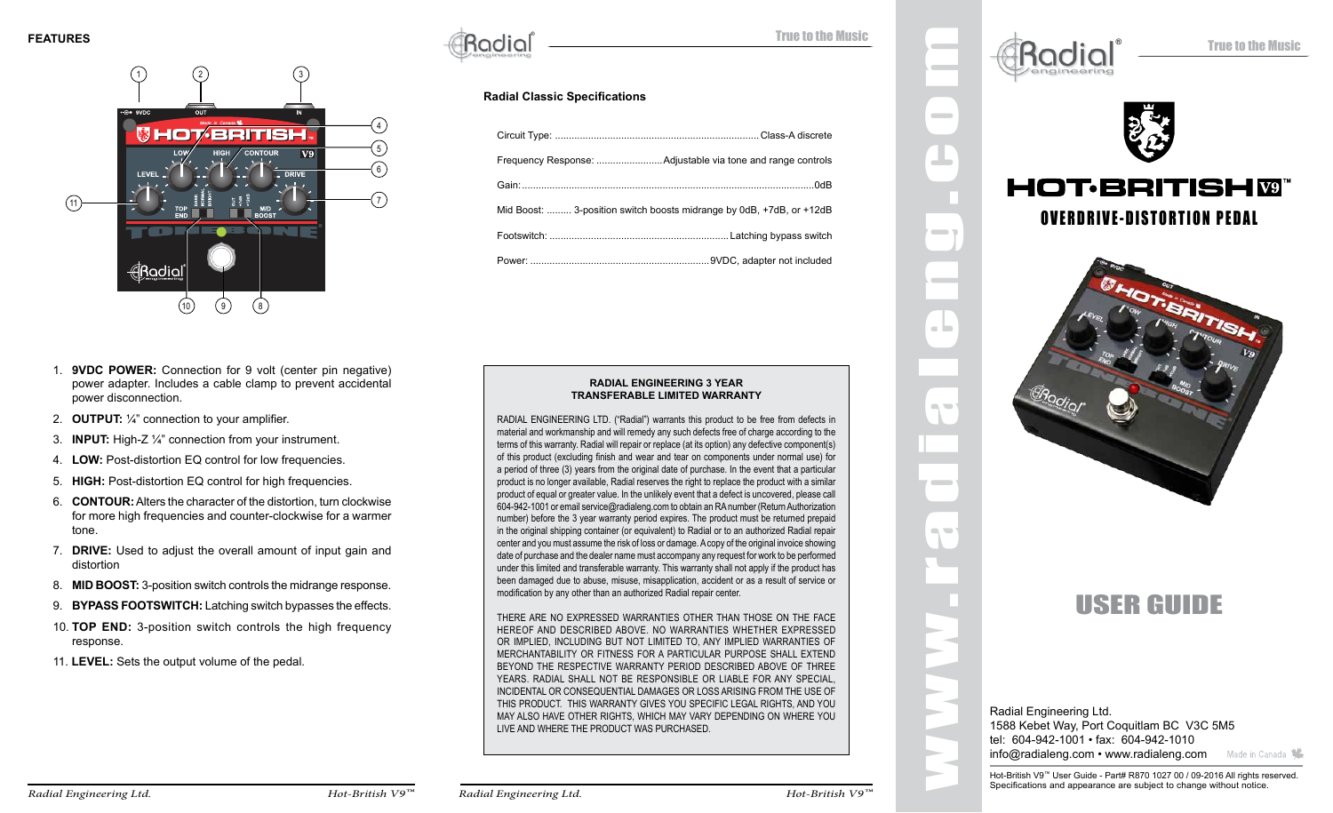## FEATURES

1. **9VDC POWER:** Connection for 9 volt (center pin negative) power adapter. Includes a cable clamp to prevent accidental power disconnection.
2. **OUTPUT:** ¼" connection to your amplifier.
3. **INPUT:** High-Z ¼" connection from your instrument.
4. **LOW:** Post-distortion EQ control for low frequencies.
5. **HIGH:** Post-distortion EQ control for high frequencies.
6. **CONTOUR:** Alters the character of the distortion, turn clockwise for more high frequencies and counter-clockwise for a warmer tone.
7. **DRIVE:** Used to adjust the overall amount of input gain and distortion
8. **MID BOOST:** 3-position switch controls the midrange response.
9. **BYPASS FOOTSWITCH:** Latching switch bypasses the effects.
10. **TOP END:** 3-position switch controls the high frequency response.
11. **LEVEL:** Sets the output volume of the pedal.

## Radial Classic Specifications

Circuit Type: .......... Class-A discrete

Frequency Response: .......... Adjustable via tone and range controls

Gain: .......... 0dB

Mid Boost: ......... 3-position switch boosts midrange by 0dB, +7dB, or +12dB

Footswitch: .......... Latching bypass switch

Power: .......... 9VDC, adapter not included

### RADIAL ENGINEERING 3 YEAR TRANSFERABLE LIMITED WARRANTY

RADIAL ENGINEERING LTD. ("Radial") warrants this product to be free from defects in material and workmanship and will remedy any such defects free of charge according to the terms of this warranty. Radial will repair or replace (at its option) any defective component(s) of this product (excluding finish and wear and tear on components under normal use) for a period of three (3) years from the original date of purchase. In the event that a particular product is no longer available, Radial reserves the right to replace the product with a similar product of equal or greater value. In the unlikely event that a defect is uncovered, please call 604-942-1001 or email service@radialeng.com to obtain an RA number (Return Authorization number) before the 3 year warranty period expires. The product must be returned prepaid in the original shipping container (or equivalent) to Radial or to an authorized Radial repair center and you must assume the risk of loss or damage. A copy of the original invoice showing date of purchase and the dealer name must accompany any request for work to be performed under this limited and transferable warranty. This warranty shall not apply if the product has been damaged due to abuse, misuse, misapplication, accident or as a result of service or modification by any other than an authorized Radial repair center.

THERE ARE NO EXPRESSED WARRANTIES OTHER THAN THOSE ON THE FACE HEREOF AND DESCRIBED ABOVE. NO WARRANTIES WHETHER EXPRESSED OR IMPLIED, INCLUDING BUT NOT LIMITED TO, ANY IMPLIED WARRANTIES OF MERCHANTABILITY OR FITNESS FOR A PARTICULAR PURPOSE SHALL EXTEND BEYOND THE RESPECTIVE WARRANTY PERIOD DESCRIBED ABOVE OF THREE YEARS. RADIAL SHALL NOT BE RESPONSIBLE OR LIABLE FOR ANY SPECIAL, INCIDENTAL OR CONSEQUENTIAL DAMAGES OR LOSS ARISING FROM THE USE OF THIS PRODUCT. THIS WARRANTY GIVES YOU SPECIFIC LEGAL RIGHTS, AND YOU MAY ALSO HAVE OTHER RIGHTS, WHICH MAY VARY DEPENDING ON WHERE YOU LIVE AND WHERE THE PRODUCT WAS PURCHASED.

www.radialeng.com

# HOT·BRITISH V9™

## OVERDRIVE-DISTORTION PEDAL

# USER GUIDE

Radial Engineering Ltd.
1588 Kebet Way, Port Coquitlam BC V3C 5M5
tel: 604-942-1001 • fax: 604-942-1010
info@radialeng.com • www.radialeng.com

Made in Canada

Hot-British V9™ User Guide - Part# R870 1027 00 / 09-2016 All rights reserved.
Specifications and appearance are subject to change without notice.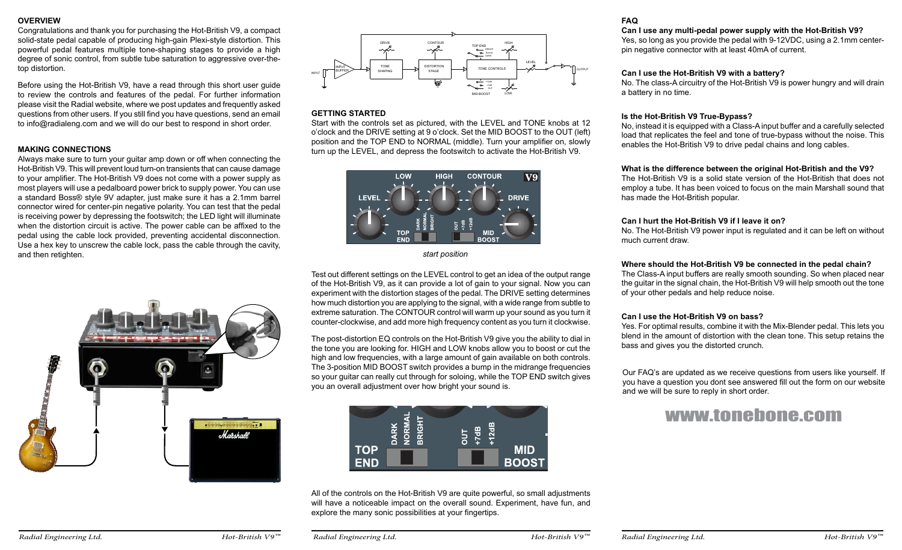## OVERVIEW

Congratulations and thank you for purchasing the Hot-British V9, a compact solid-state pedal capable of producing high-gain Plexi-style distortion. This powerful pedal features multiple tone-shaping stages to provide a high degree of sonic control, from subtle tube saturation to aggressive over-the-top distortion.

Before using the Hot-British V9, have a read through this short user guide to review the controls and features of the pedal. For further information please visit the Radial website, where we post updates and frequently asked questions from other users. If you still find you have questions, send an email to info@radialeng.com and we will do our best to respond in short order.

## MAKING CONNECTIONS

Always make sure to turn your guitar amp down or off when connecting the Hot-British V9. This will prevent loud turn-on transients that can cause damage to your amplifier. The Hot-British V9 does not come with a power supply as most players will use a pedalboard power brick to supply power. You can use a standard Boss® style 9V adapter, just make sure it has a 2.1mm barrel connector wired for center-pin negative polarity. You can test that the pedal is receiving power by depressing the footswitch; the LED light will illuminate when the distortion circuit is active. The power cable can be affixed to the pedal using the cable lock provided, preventing accidental disconnection. Use a hex key to unscrew the cable lock, pass the cable through the cavity, and then retighten.

INPUT
INPUT BUFFER
DRIVE
TONE SHAPING
CONTOUR
DISTORTION STAGE
TOP END
BRIGHT
Normal
DARK
HIGH
TONE CONTROLS
+12dB
+7dB
OUT
MID-BOOST
LOW
LEVEL
OUTPUT

## GETTING STARTED

Start with the controls set as pictured, with the LEVEL and TONE knobs at 12 o'clock and the DRIVE setting at 9 o'clock. Set the MID BOOST to the OUT (left) position and the TOP END to NORMAL (middle). Turn your amplifier on, slowly turn up the LEVEL, and depress the footswitch to activate the Hot-British V9.

LOW
HIGH
CONTOUR
V9
LEVEL
DRIVE
DARK
NORMAL
BRIGHT
OUT
+7dB
+12dB
TOP END
MID BOOST

*start position*

Test out different settings on the LEVEL control to get an idea of the output range of the Hot-British V9, as it can provide a lot of gain to your signal. Now you can experiment with the distortion stages of the pedal. The DRIVE setting determines how much distortion you are applying to the signal, with a wide range from subtle to extreme saturation. The CONTOUR control will warm up your sound as you turn it counter-clockwise, and add more high frequency content as you turn it clockwise.

The post-distortion EQ controls on the Hot-British V9 give you the ability to dial in the tone you are looking for. HIGH and LOW knobs allow you to boost or cut the high and low frequencies, with a large amount of gain available on both controls. The 3-position MID BOOST switch provides a bump in the midrange frequencies so your guitar can really cut through for soloing, while the TOP END switch gives you an overall adjustment over how bright your sound is.

DARK
NORMAL
BRIGHT
TOP END
OUT
+7dB
+12dB
MID BOOST

All of the controls on the Hot-British V9 are quite powerful, so small adjustments will have a noticeable impact on the overall sound. Experiment, have fun, and explore the many sonic possibilities at your fingertips.

## FAQ

**Can I use any multi-pedal power supply with the Hot-British V9?**
Yes, so long as you provide the pedal with 9-12VDC, using a 2.1mm center-pin negative connector with at least 40mA of current.

**Can I use the Hot-British V9 with a battery?**
No. The class-A circuitry of the Hot-British V9 is power hungry and will drain a battery in no time.

**Is the Hot-British V9 True-Bypass?**
No, instead it is equipped with a Class-A input buffer and a carefully selected load that replicates the feel and tone of true-bypass without the noise. This enables the Hot-British V9 to drive pedal chains and long cables.

**What is the difference between the original Hot-British and the V9?**
The Hot-British V9 is a solid state version of the Hot-British that does not employ a tube. It has been voiced to focus on the main Marshall sound that has made the Hot-British popular.

**Can I hurt the Hot-British V9 if I leave it on?**
No. The Hot-British V9 power input is regulated and it can be left on without much current draw.

**Where should the Hot-British V9 be connected in the pedal chain?**
The Class-A input buffers are really smooth sounding. So when placed near the guitar in the signal chain, the Hot-British V9 will help smooth out the tone of your other pedals and help reduce noise.

**Can I use the Hot-British V9 on bass?**
Yes. For optimal results, combine it with the Mix-Blender pedal. This lets you blend in the amount of distortion with the clean tone. This setup retains the bass and gives you the distorted crunch.

Our FAQ's are updated as we receive questions from users like yourself. If you have a question you dont see answered fill out the form on our website and we will be sure to reply in short order.

**www.tonebone.com**